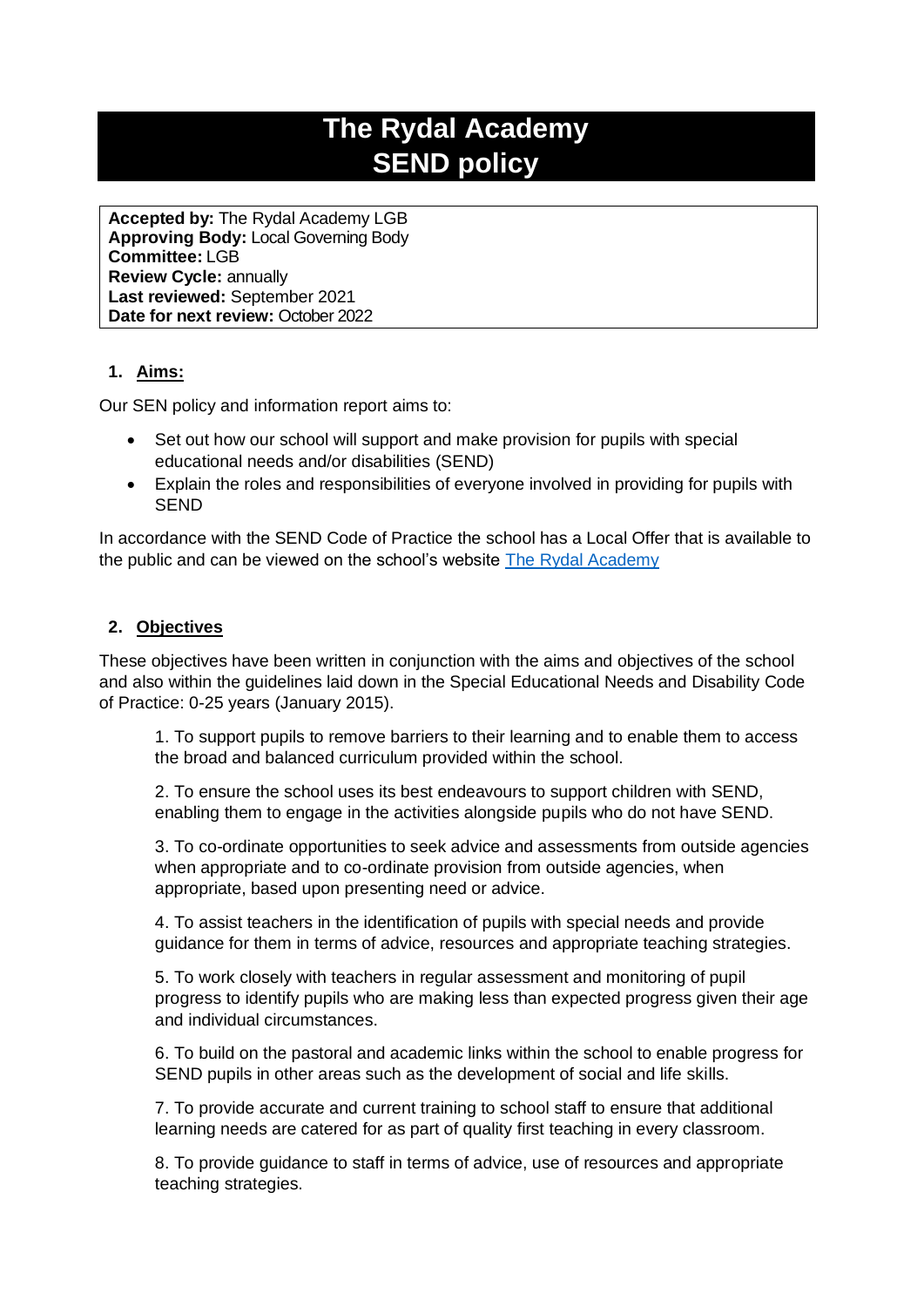# The Rydal Academy
# SEND policy

**Accepted by:** The Rydal Academy LGB
**Approving Body:** Local Governing Body
**Committee:** LGB
**Review Cycle:** annually
**Last reviewed:** September 2021
**Date for next review:** October 2022

## 1. Aims:

Our SEN policy and information report aims to:

- Set out how our school will support and make provision for pupils with special educational needs and/or disabilities (SEND)
- Explain the roles and responsibilities of everyone involved in providing for pupils with SEND

In accordance with the SEND Code of Practice the school has a Local Offer that is available to the public and can be viewed on the school's website [The Rydal Academy]()

## 2. Objectives

These objectives have been written in conjunction with the aims and objectives of the school and also within the guidelines laid down in the Special Educational Needs and Disability Code of Practice: 0-25 years (January 2015).

1. To support pupils to remove barriers to their learning and to enable them to access the broad and balanced curriculum provided within the school.

2. To ensure the school uses its best endeavours to support children with SEND, enabling them to engage in the activities alongside pupils who do not have SEND.

3. To co-ordinate opportunities to seek advice and assessments from outside agencies when appropriate and to co-ordinate provision from outside agencies, when appropriate, based upon presenting need or advice.

4. To assist teachers in the identification of pupils with special needs and provide guidance for them in terms of advice, resources and appropriate teaching strategies.

5. To work closely with teachers in regular assessment and monitoring of pupil progress to identify pupils who are making less than expected progress given their age and individual circumstances.

6. To build on the pastoral and academic links within the school to enable progress for SEND pupils in other areas such as the development of social and life skills.

7. To provide accurate and current training to school staff to ensure that additional learning needs are catered for as part of quality first teaching in every classroom.

8. To provide guidance to staff in terms of advice, use of resources and appropriate teaching strategies.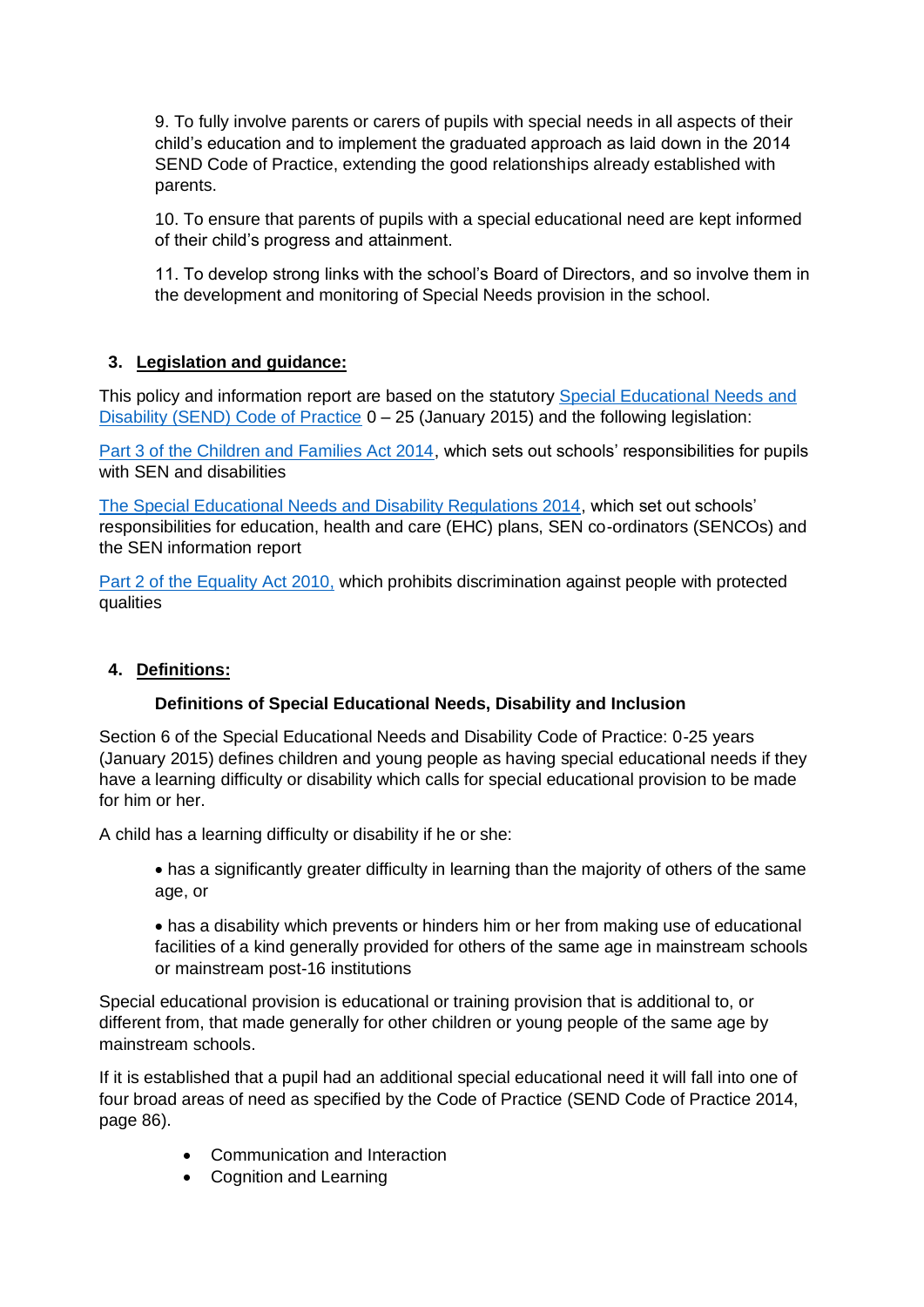9. To fully involve parents or carers of pupils with special needs in all aspects of their child's education and to implement the graduated approach as laid down in the 2014 SEND Code of Practice, extending the good relationships already established with parents.

10. To ensure that parents of pupils with a special educational need are kept informed of their child's progress and attainment.

11. To develop strong links with the school's Board of Directors, and so involve them in the development and monitoring of Special Needs provision in the school.

## 3. Legislation and guidance:

This policy and information report are based on the statutory Special Educational Needs and Disability (SEND) Code of Practice 0 – 25 (January 2015) and the following legislation:

Part 3 of the Children and Families Act 2014, which sets out schools' responsibilities for pupils with SEN and disabilities

The Special Educational Needs and Disability Regulations 2014, which set out schools' responsibilities for education, health and care (EHC) plans, SEN co-ordinators (SENCOs) and the SEN information report

Part 2 of the Equality Act 2010, which prohibits discrimination against people with protected qualities

## 4. Definitions:

### Definitions of Special Educational Needs, Disability and Inclusion

Section 6 of the Special Educational Needs and Disability Code of Practice: 0-25 years (January 2015) defines children and young people as having special educational needs if they have a learning difficulty or disability which calls for special educational provision to be made for him or her.

A child has a learning difficulty or disability if he or she:

- has a significantly greater difficulty in learning than the majority of others of the same age, or
- has a disability which prevents or hinders him or her from making use of educational facilities of a kind generally provided for others of the same age in mainstream schools or mainstream post-16 institutions

Special educational provision is educational or training provision that is additional to, or different from, that made generally for other children or young people of the same age by mainstream schools.

If it is established that a pupil had an additional special educational need it will fall into one of four broad areas of need as specified by the Code of Practice (SEND Code of Practice 2014, page 86).

- Communication and Interaction
- Cognition and Learning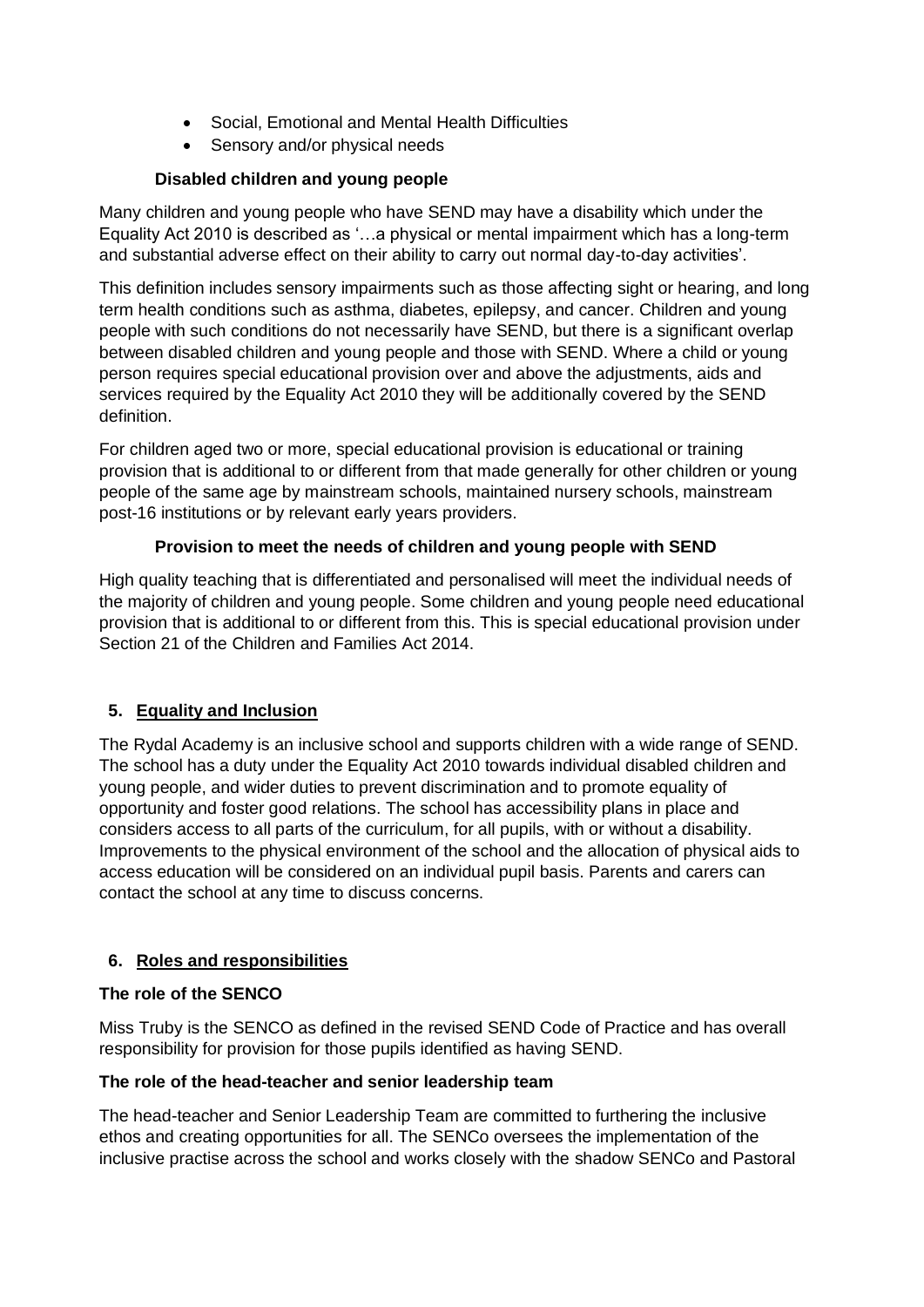- Social, Emotional and Mental Health Difficulties
- Sensory and/or physical needs

**Disabled children and young people**

Many children and young people who have SEND may have a disability which under the Equality Act 2010 is described as '…a physical or mental impairment which has a long-term and substantial adverse effect on their ability to carry out normal day-to-day activities'.

This definition includes sensory impairments such as those affecting sight or hearing, and long term health conditions such as asthma, diabetes, epilepsy, and cancer. Children and young people with such conditions do not necessarily have SEND, but there is a significant overlap between disabled children and young people and those with SEND. Where a child or young person requires special educational provision over and above the adjustments, aids and services required by the Equality Act 2010 they will be additionally covered by the SEND definition.

For children aged two or more, special educational provision is educational or training provision that is additional to or different from that made generally for other children or young people of the same age by mainstream schools, maintained nursery schools, mainstream post-16 institutions or by relevant early years providers.

**Provision to meet the needs of children and young people with SEND**

High quality teaching that is differentiated and personalised will meet the individual needs of the majority of children and young people. Some children and young people need educational provision that is additional to or different from this. This is special educational provision under Section 21 of the Children and Families Act 2014.

## 5. Equality and Inclusion

The Rydal Academy is an inclusive school and supports children with a wide range of SEND. The school has a duty under the Equality Act 2010 towards individual disabled children and young people, and wider duties to prevent discrimination and to promote equality of opportunity and foster good relations. The school has accessibility plans in place and considers access to all parts of the curriculum, for all pupils, with or without a disability. Improvements to the physical environment of the school and the allocation of physical aids to access education will be considered on an individual pupil basis. Parents and carers can contact the school at any time to discuss concerns.

## 6. Roles and responsibilities

**The role of the SENCO**

Miss Truby is the SENCO as defined in the revised SEND Code of Practice and has overall responsibility for provision for those pupils identified as having SEND.

**The role of the head-teacher and senior leadership team**

The head-teacher and Senior Leadership Team are committed to furthering the inclusive ethos and creating opportunities for all. The SENCo oversees the implementation of the inclusive practise across the school and works closely with the shadow SENCo and Pastoral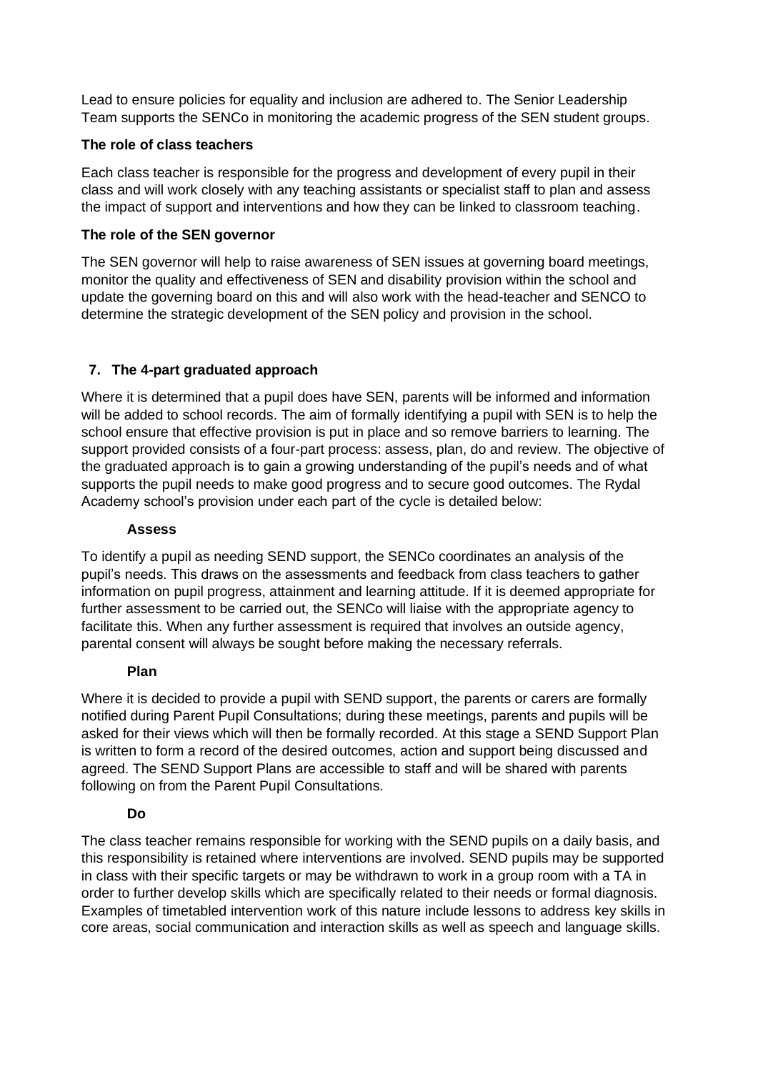Lead to ensure policies for equality and inclusion are adhered to. The Senior Leadership Team supports the SENCo in monitoring the academic progress of the SEN student groups.

**The role of class teachers**

Each class teacher is responsible for the progress and development of every pupil in their class and will work closely with any teaching assistants or specialist staff to plan and assess the impact of support and interventions and how they can be linked to classroom teaching.

**The role of the SEN governor**

The SEN governor will help to raise awareness of SEN issues at governing board meetings, monitor the quality and effectiveness of SEN and disability provision within the school and update the governing board on this and will also work with the head-teacher and SENCO to determine the strategic development of the SEN policy and provision in the school.

## 7. The 4-part graduated approach

Where it is determined that a pupil does have SEN, parents will be informed and information will be added to school records. The aim of formally identifying a pupil with SEN is to help the school ensure that effective provision is put in place and so remove barriers to learning. The support provided consists of a four-part process: assess, plan, do and review. The objective of the graduated approach is to gain a growing understanding of the pupil's needs and of what supports the pupil needs to make good progress and to secure good outcomes. The Rydal Academy school's provision under each part of the cycle is detailed below:

**Assess**

To identify a pupil as needing SEND support, the SENCo coordinates an analysis of the pupil's needs. This draws on the assessments and feedback from class teachers to gather information on pupil progress, attainment and learning attitude. If it is deemed appropriate for further assessment to be carried out, the SENCo will liaise with the appropriate agency to facilitate this. When any further assessment is required that involves an outside agency, parental consent will always be sought before making the necessary referrals.

**Plan**

Where it is decided to provide a pupil with SEND support, the parents or carers are formally notified during Parent Pupil Consultations; during these meetings, parents and pupils will be asked for their views which will then be formally recorded. At this stage a SEND Support Plan is written to form a record of the desired outcomes, action and support being discussed and agreed. The SEND Support Plans are accessible to staff and will be shared with parents following on from the Parent Pupil Consultations.

**Do**

The class teacher remains responsible for working with the SEND pupils on a daily basis, and this responsibility is retained where interventions are involved. SEND pupils may be supported in class with their specific targets or may be withdrawn to work in a group room with a TA in order to further develop skills which are specifically related to their needs or formal diagnosis. Examples of timetabled intervention work of this nature include lessons to address key skills in core areas, social communication and interaction skills as well as speech and language skills.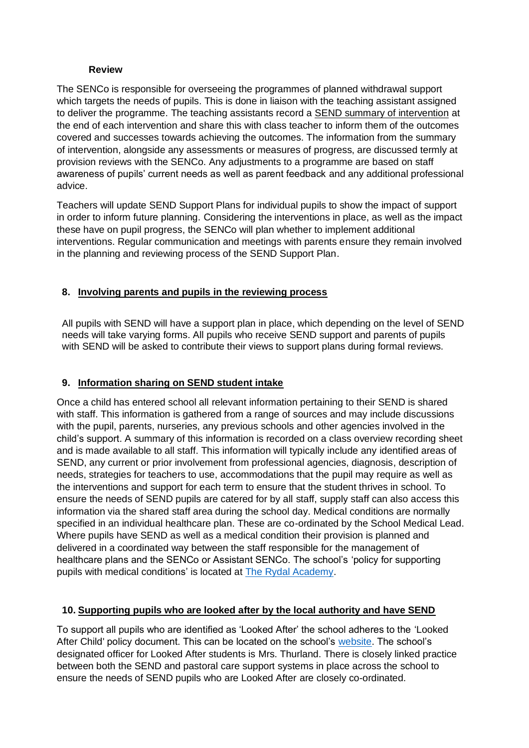**Review**

The SENCo is responsible for overseeing the programmes of planned withdrawal support which targets the needs of pupils. This is done in liaison with the teaching assistant assigned to deliver the programme. The teaching assistants record a SEND summary of intervention at the end of each intervention and share this with class teacher to inform them of the outcomes covered and successes towards achieving the outcomes. The information from the summary of intervention, alongside any assessments or measures of progress, are discussed termly at provision reviews with the SENCo. Any adjustments to a programme are based on staff awareness of pupils' current needs as well as parent feedback and any additional professional advice.

Teachers will update SEND Support Plans for individual pupils to show the impact of support in order to inform future planning. Considering the interventions in place, as well as the impact these have on pupil progress, the SENCo will plan whether to implement additional interventions. Regular communication and meetings with parents ensure they remain involved in the planning and reviewing process of the SEND Support Plan.

## 8. Involving parents and pupils in the reviewing process

All pupils with SEND will have a support plan in place, which depending on the level of SEND needs will take varying forms. All pupils who receive SEND support and parents of pupils with SEND will be asked to contribute their views to support plans during formal reviews.

## 9. Information sharing on SEND student intake

Once a child has entered school all relevant information pertaining to their SEND is shared with staff. This information is gathered from a range of sources and may include discussions with the pupil, parents, nurseries, any previous schools and other agencies involved in the child's support. A summary of this information is recorded on a class overview recording sheet and is made available to all staff. This information will typically include any identified areas of SEND, any current or prior involvement from professional agencies, diagnosis, description of needs, strategies for teachers to use, accommodations that the pupil may require as well as the interventions and support for each term to ensure that the student thrives in school. To ensure the needs of SEND pupils are catered for by all staff, supply staff can also access this information via the shared staff area during the school day. Medical conditions are normally specified in an individual healthcare plan. These are co-ordinated by the School Medical Lead. Where pupils have SEND as well as a medical condition their provision is planned and delivered in a coordinated way between the staff responsible for the management of healthcare plans and the SENCo or Assistant SENCo. The school's 'policy for supporting pupils with medical conditions' is located at The Rydal Academy.

## 10. Supporting pupils who are looked after by the local authority and have SEND

To support all pupils who are identified as 'Looked After' the school adheres to the 'Looked After Child' policy document. This can be located on the school's website. The school's designated officer for Looked After students is Mrs. Thurland. There is closely linked practice between both the SEND and pastoral care support systems in place across the school to ensure the needs of SEND pupils who are Looked After are closely co-ordinated.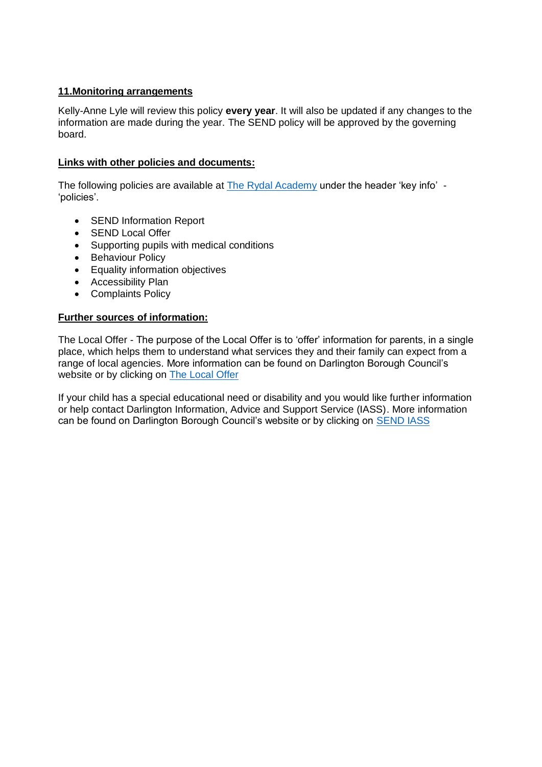## 11. Monitoring arrangements

Kelly-Anne Lyle will review this policy **every year**. It will also be updated if any changes to the information are made during the year. The SEND policy will be approved by the governing board.

### Links with other policies and documents:

The following policies are available at The Rydal Academy under the header 'key info' - 'policies'.

- SEND Information Report
- SEND Local Offer
- Supporting pupils with medical conditions
- Behaviour Policy
- Equality information objectives
- Accessibility Plan
- Complaints Policy

### Further sources of information:

The Local Offer - The purpose of the Local Offer is to 'offer' information for parents, in a single place, which helps them to understand what services they and their family can expect from a range of local agencies. More information can be found on Darlington Borough Council's website or by clicking on The Local Offer

If your child has a special educational need or disability and you would like further information or help contact Darlington Information, Advice and Support Service (IASS). More information can be found on Darlington Borough Council's website or by clicking on SEND IASS